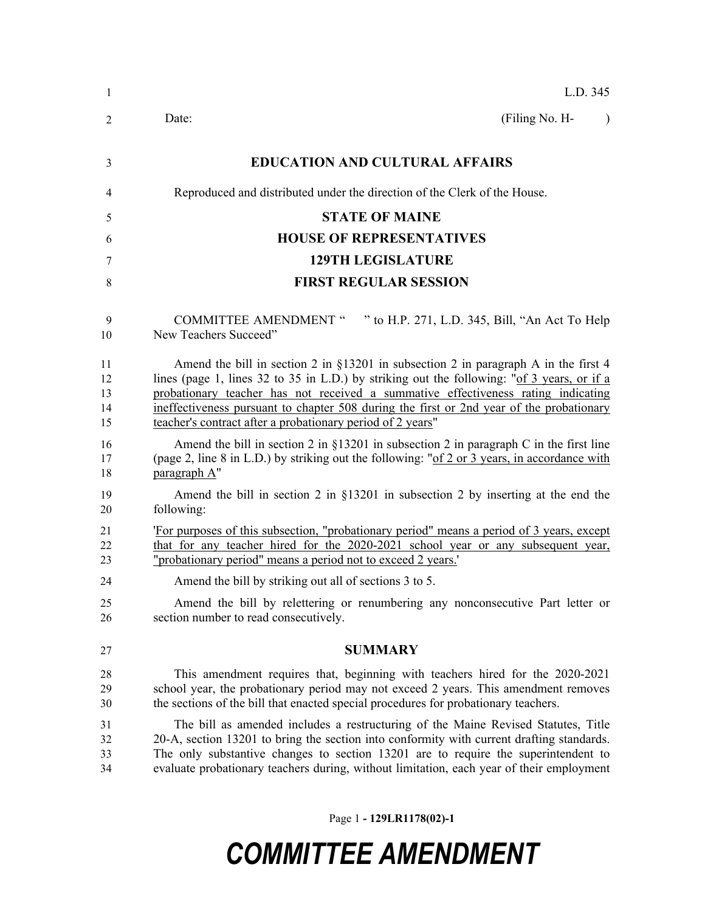L.D. 345

Date: (Filing No. H- )

## EDUCATION AND CULTURAL AFFAIRS

Reproduced and distributed under the direction of the Clerk of the House.

## STATE OF MAINE
## HOUSE OF REPRESENTATIVES
## 129TH LEGISLATURE
## FIRST REGULAR SESSION

COMMITTEE AMENDMENT " " to H.P. 271, L.D. 345, Bill, "An Act To Help New Teachers Succeed"

Amend the bill in section 2 in §13201 in subsection 2 in paragraph A in the first 4 lines (page 1, lines 32 to 35 in L.D.) by striking out the following: "of 3 years, or if a probationary teacher has not received a summative effectiveness rating indicating ineffectiveness pursuant to chapter 508 during the first or 2nd year of the probationary teacher's contract after a probationary period of 2 years"

Amend the bill in section 2 in §13201 in subsection 2 in paragraph C in the first line (page 2, line 8 in L.D.) by striking out the following: "of 2 or 3 years, in accordance with paragraph A"

Amend the bill in section 2 in §13201 in subsection 2 by inserting at the end the following:

'For purposes of this subsection, "probationary period" means a period of 3 years, except that for any teacher hired for the 2020-2021 school year or any subsequent year, "probationary period" means a period not to exceed 2 years.'

Amend the bill by striking out all of sections 3 to 5.

Amend the bill by relettering or renumbering any nonconsecutive Part letter or section number to read consecutively.

## SUMMARY

This amendment requires that, beginning with teachers hired for the 2020-2021 school year, the probationary period may not exceed 2 years. This amendment removes the sections of the bill that enacted special procedures for probationary teachers.

The bill as amended includes a restructuring of the Maine Revised Statutes, Title 20-A, section 13201 to bring the section into conformity with current drafting standards. The only substantive changes to section 13201 are to require the superintendent to evaluate probationary teachers during, without limitation, each year of their employment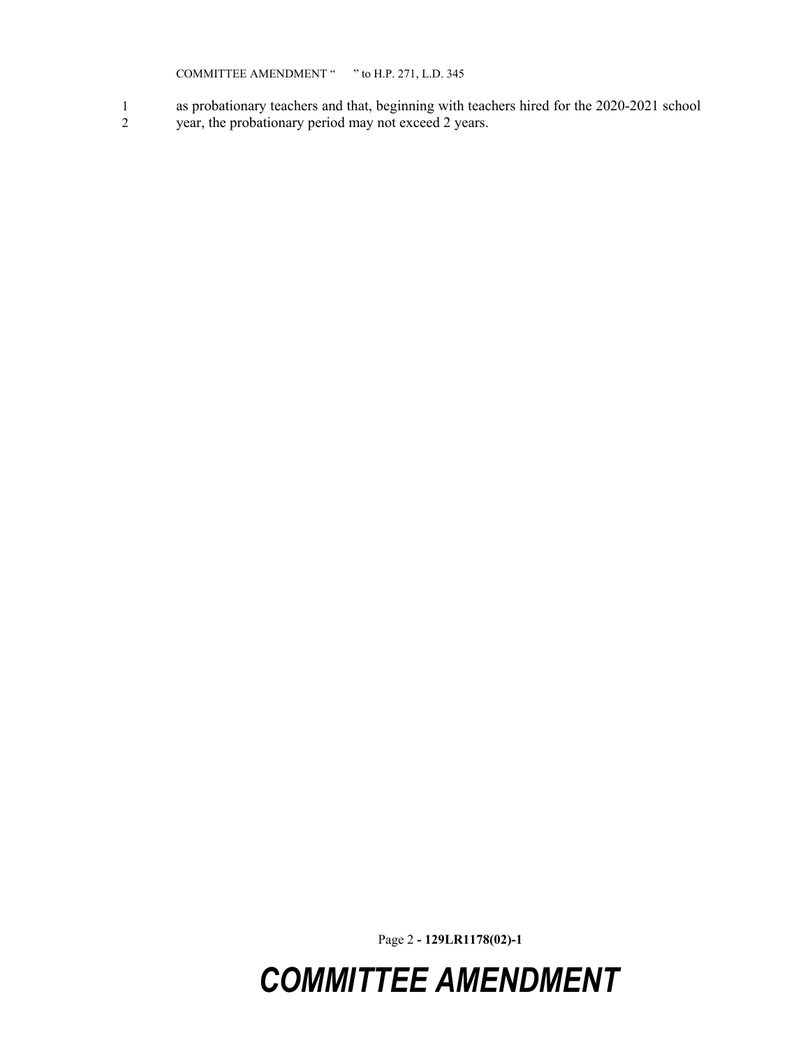as probationary teachers and that, beginning with teachers hired for the 2020-2021 school year, the probationary period may not exceed 2 years.